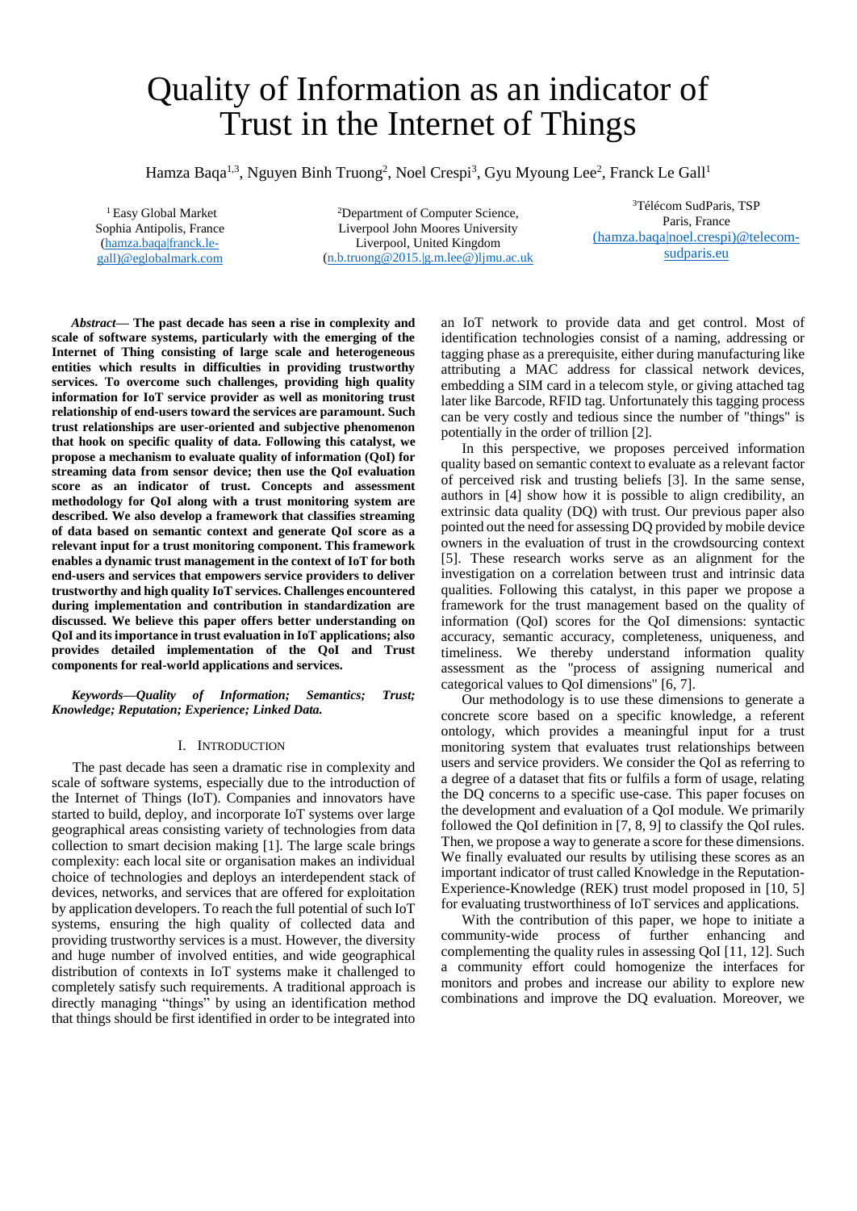# Quality of Information as an indicator of Trust in the Internet of Things

Hamza Baqa[1,3], Nguyen Binh Truong[2], Noel Crespi[3], Gyu Myoung Lee[2], Franck Le Gall[1]

[1] Easy Global Market
Sophia Antipolis, France
(hamza.baqa|franck.le-gall)@eglobalmark.com

[2]Department of Computer Science,
Liverpool John Moores University
Liverpool, United Kingdom
(n.b.truong@2015.|g.m.lee@)ljmu.ac.uk

[3]Télécom SudParis, TSP
Paris, France
(hamza.baqa|noel.crespi)@telecom-sudparis.eu

***Abstract*— The past decade has seen a rise in complexity and scale of software systems, particularly with the emerging of the Internet of Thing consisting of large scale and heterogeneous entities which results in difficulties in providing trustworthy services. To overcome such challenges, providing high quality information for IoT service provider as well as monitoring trust relationship of end-users toward the services are paramount. Such trust relationships are user-oriented and subjective phenomenon that hook on specific quality of data. Following this catalyst, we propose a mechanism to evaluate quality of information (QoI) for streaming data from sensor device; then use the QoI evaluation score as an indicator of trust. Concepts and assessment methodology for QoI along with a trust monitoring system are described. We also develop a framework that classifies streaming of data based on semantic context and generate QoI score as a relevant input for a trust monitoring component. This framework enables a dynamic trust management in the context of IoT for both end-users and services that empowers service providers to deliver trustworthy and high quality IoT services. Challenges encountered during implementation and contribution in standardization are discussed. We believe this paper offers better understanding on QoI and its importance in trust evaluation in IoT applications; also provides detailed implementation of the QoI and Trust components for real-world applications and services.**

***Keywords—Quality of Information; Semantics; Trust; Knowledge; Reputation; Experience; Linked Data.***

## I. Introduction

The past decade has seen a dramatic rise in complexity and scale of software systems, especially due to the introduction of the Internet of Things (IoT). Companies and innovators have started to build, deploy, and incorporate IoT systems over large geographical areas consisting variety of technologies from data collection to smart decision making [1]. The large scale brings complexity: each local site or organisation makes an individual choice of technologies and deploys an interdependent stack of devices, networks, and services that are offered for exploitation by application developers. To reach the full potential of such IoT systems, ensuring the high quality of collected data and providing trustworthy services is a must. However, the diversity and huge number of involved entities, and wide geographical distribution of contexts in IoT systems make it challenged to completely satisfy such requirements. A traditional approach is directly managing "things" by using an identification method that things should be first identified in order to be integrated into an IoT network to provide data and get control. Most of identification technologies consist of a naming, addressing or tagging phase as a prerequisite, either during manufacturing like attributing a MAC address for classical network devices, embedding a SIM card in a telecom style, or giving attached tag later like Barcode, RFID tag. Unfortunately this tagging process can be very costly and tedious since the number of "things" is potentially in the order of trillion [2].

In this perspective, we proposes perceived information quality based on semantic context to evaluate as a relevant factor of perceived risk and trusting beliefs [3]. In the same sense, authors in [4] show how it is possible to align credibility, an extrinsic data quality (DQ) with trust. Our previous paper also pointed out the need for assessing DQ provided by mobile device owners in the evaluation of trust in the crowdsourcing context [5]. These research works serve as an alignment for the investigation on a correlation between trust and intrinsic data qualities. Following this catalyst, in this paper we propose a framework for the trust management based on the quality of information (QoI) scores for the QoI dimensions: syntactic accuracy, semantic accuracy, completeness, uniqueness, and timeliness. We thereby understand information quality assessment as the "process of assigning numerical and categorical values to QoI dimensions" [6, 7].

Our methodology is to use these dimensions to generate a concrete score based on a specific knowledge, a referent ontology, which provides a meaningful input for a trust monitoring system that evaluates trust relationships between users and service providers. We consider the QoI as referring to a degree of a dataset that fits or fulfils a form of usage, relating the DQ concerns to a specific use-case. This paper focuses on the development and evaluation of a QoI module. We primarily followed the QoI definition in [7, 8, 9] to classify the QoI rules. Then, we propose a way to generate a score for these dimensions. We finally evaluated our results by utilising these scores as an important indicator of trust called Knowledge in the Reputation-Experience-Knowledge (REK) trust model proposed in [10, 5] for evaluating trustworthiness of IoT services and applications.

With the contribution of this paper, we hope to initiate a community-wide process of further enhancing and complementing the quality rules in assessing QoI [11, 12]. Such a community effort could homogenize the interfaces for monitors and probes and increase our ability to explore new combinations and improve the DQ evaluation. Moreover, we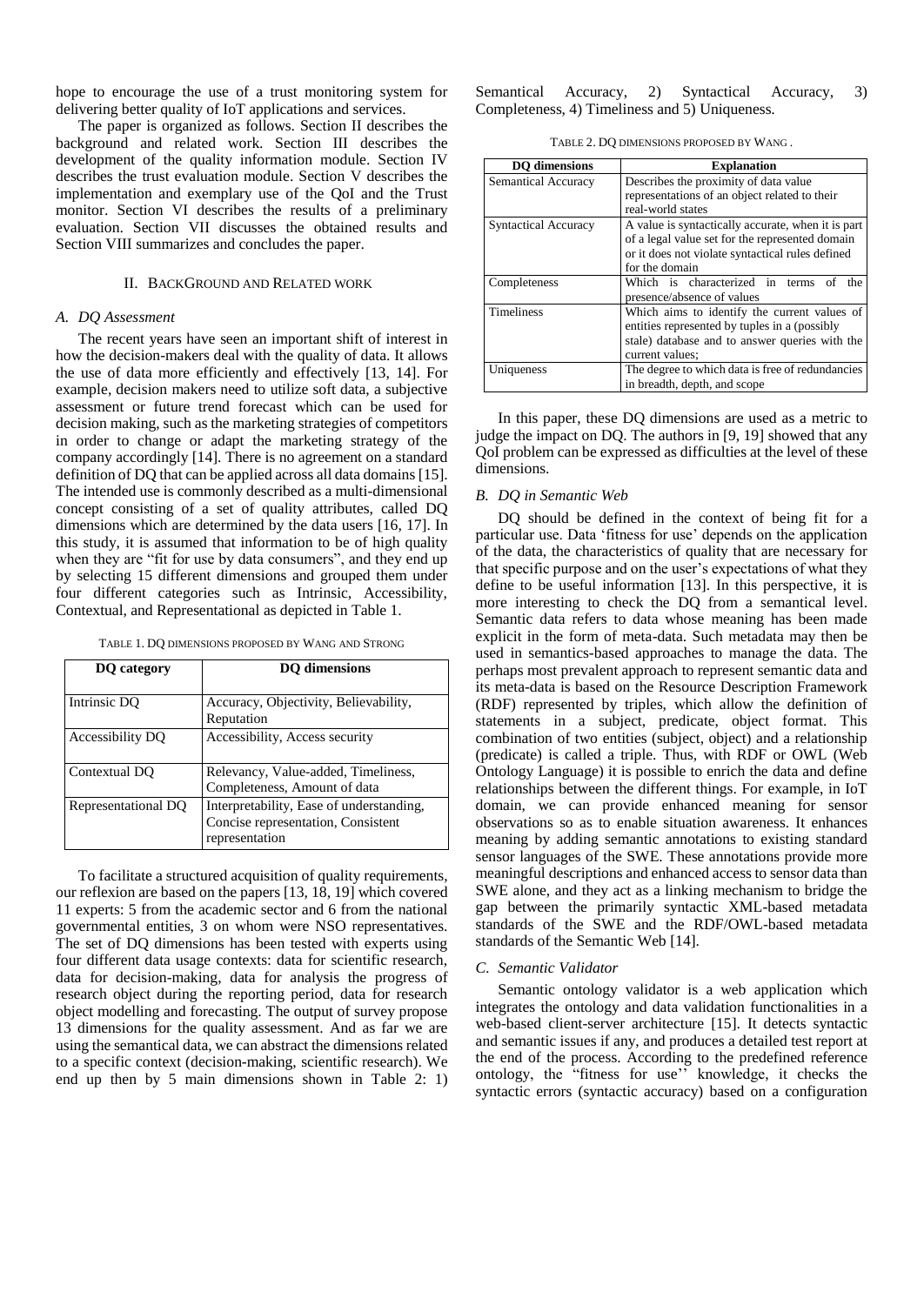hope to encourage the use of a trust monitoring system for delivering better quality of IoT applications and services.

The paper is organized as follows. Section II describes the background and related work. Section III describes the development of the quality information module. Section IV describes the trust evaluation module. Section V describes the implementation and exemplary use of the QoI and the Trust monitor. Section VI describes the results of a preliminary evaluation. Section VII discusses the obtained results and Section VIII summarizes and concludes the paper.

## II. Background and Related work

### A. DQ Assessment

The recent years have seen an important shift of interest in how the decision-makers deal with the quality of data. It allows the use of data more efficiently and effectively [13, 14]. For example, decision makers need to utilize soft data, a subjective assessment or future trend forecast which can be used for decision making, such as the marketing strategies of competitors in order to change or adapt the marketing strategy of the company accordingly [14]. There is no agreement on a standard definition of DQ that can be applied across all data domains [15]. The intended use is commonly described as a multi-dimensional concept consisting of a set of quality attributes, called DQ dimensions which are determined by the data users [16, 17]. In this study, it is assumed that information to be of high quality when they are "fit for use by data consumers", and they end up by selecting 15 different dimensions and grouped them under four different categories such as Intrinsic, Accessibility, Contextual, and Representational as depicted in Table 1.

TABLE 1. DQ DIMENSIONS PROPOSED BY WANG AND STRONG

| DQ category | DQ dimensions |
|---|---|
| Intrinsic DQ | Accuracy, Objectivity, Believability, Reputation |
| Accessibility DQ | Accessibility, Access security |
| Contextual DQ | Relevancy, Value-added, Timeliness, Completeness, Amount of data |
| Representational DQ | Interpretability, Ease of understanding, Concise representation, Consistent representation |

To facilitate a structured acquisition of quality requirements, our reflexion are based on the papers [13, 18, 19] which covered 11 experts: 5 from the academic sector and 6 from the national governmental entities, 3 on whom were NSO representatives. The set of DQ dimensions has been tested with experts using four different data usage contexts: data for scientific research, data for decision-making, data for analysis the progress of research object during the reporting period, data for research object modelling and forecasting. The output of survey propose 13 dimensions for the quality assessment. And as far we are using the semantical data, we can abstract the dimensions related to a specific context (decision-making, scientific research). We end up then by 5 main dimensions shown in Table 2: 1) Semantical Accuracy, 2) Syntactical Accuracy, 3) Completeness, 4) Timeliness and 5) Uniqueness.

TABLE 2. DQ DIMENSIONS PROPOSED BY WANG .

| DQ dimensions | Explanation |
|---|---|
| Semantical Accuracy | Describes the proximity of data value representations of an object related to their real-world states |
| Syntactical Accuracy | A value is syntactically accurate, when it is part of a legal value set for the represented domain or it does not violate syntactical rules defined for the domain |
| Completeness | Which is characterized in terms of the presence/absence of values |
| Timeliness | Which aims to identify the current values of entities represented by tuples in a (possibly stale) database and to answer queries with the current values; |
| Uniqueness | The degree to which data is free of redundancies in breadth, depth, and scope |

In this paper, these DQ dimensions are used as a metric to judge the impact on DQ. The authors in [9, 19] showed that any QoI problem can be expressed as difficulties at the level of these dimensions.

### B. DQ in Semantic Web

DQ should be defined in the context of being fit for a particular use. Data 'fitness for use' depends on the application of the data, the characteristics of quality that are necessary for that specific purpose and on the user's expectations of what they define to be useful information [13]. In this perspective, it is more interesting to check the DQ from a semantical level. Semantic data refers to data whose meaning has been made explicit in the form of meta-data. Such metadata may then be used in semantics-based approaches to manage the data. The perhaps most prevalent approach to represent semantic data and its meta-data is based on the Resource Description Framework (RDF) represented by triples, which allow the definition of statements in a subject, predicate, object format. This combination of two entities (subject, object) and a relationship (predicate) is called a triple. Thus, with RDF or OWL (Web Ontology Language) it is possible to enrich the data and define relationships between the different things. For example, in IoT domain, we can provide enhanced meaning for sensor observations so as to enable situation awareness. It enhances meaning by adding semantic annotations to existing standard sensor languages of the SWE. These annotations provide more meaningful descriptions and enhanced access to sensor data than SWE alone, and they act as a linking mechanism to bridge the gap between the primarily syntactic XML-based metadata standards of the SWE and the RDF/OWL-based metadata standards of the Semantic Web [14].

### C. Semantic Validator

Semantic ontology validator is a web application which integrates the ontology and data validation functionalities in a web-based client-server architecture [15]. It detects syntactic and semantic issues if any, and produces a detailed test report at the end of the process. According to the predefined reference ontology, the "fitness for use'' knowledge, it checks the syntactic errors (syntactic accuracy) based on a configuration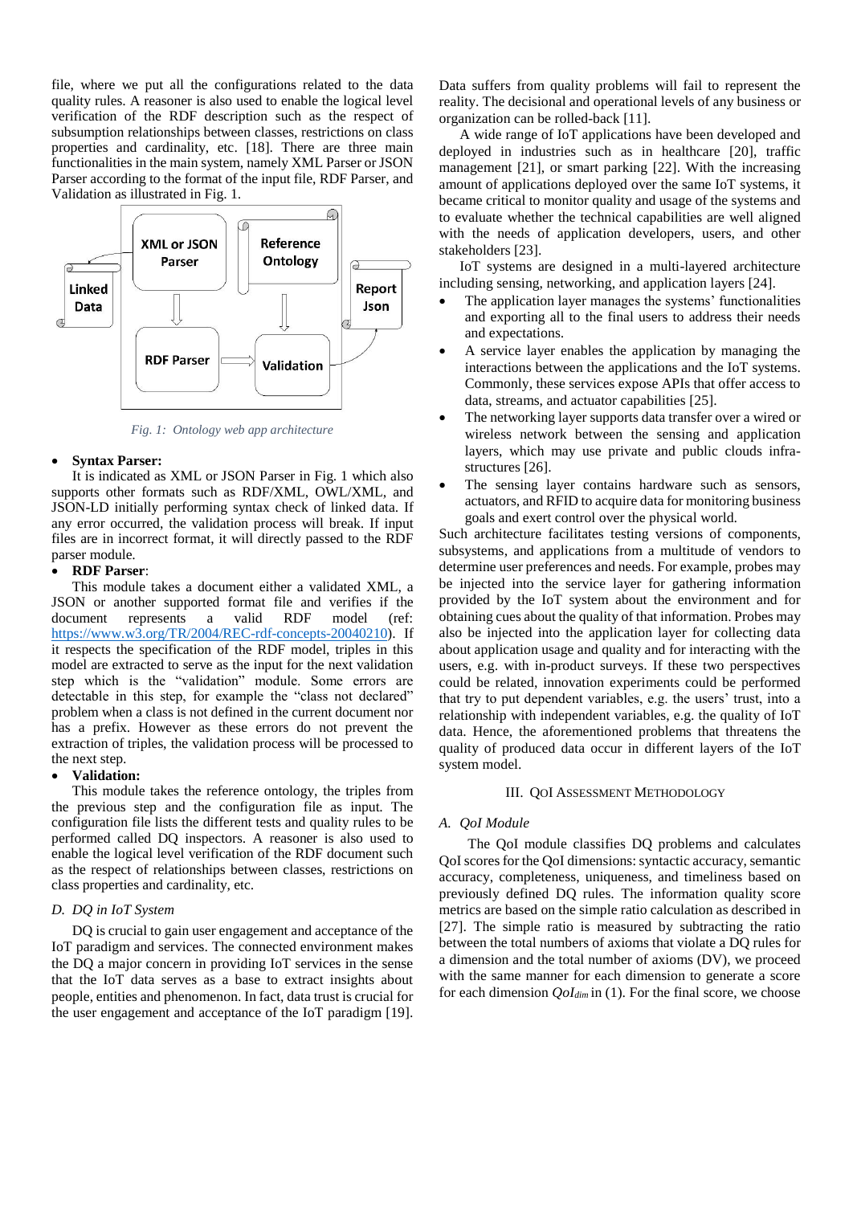file, where we put all the configurations related to the data quality rules. A reasoner is also used to enable the logical level verification of the RDF description such as the respect of subsumption relationships between classes, restrictions on class properties and cardinality, etc. [18]. There are three main functionalities in the main system, namely XML Parser or JSON Parser according to the format of the input file, RDF Parser, and Validation as illustrated in Fig. 1.

*Fig. 1: Ontology web app architecture*

- **Syntax Parser:**

It is indicated as XML or JSON Parser in Fig. 1 which also supports other formats such as RDF/XML, OWL/XML, and JSON-LD initially performing syntax check of linked data. If any error occurred, the validation process will break. If input files are in incorrect format, it will directly passed to the RDF parser module.

- **RDF Parser**:

This module takes a document either a validated XML, a JSON or another supported format file and verifies if the document represents a valid RDF model (ref: https://www.w3.org/TR/2004/REC-rdf-concepts-20040210). If it respects the specification of the RDF model, triples in this model are extracted to serve as the input for the next validation step which is the "validation" module. Some errors are detectable in this step, for example the "class not declared" problem when a class is not defined in the current document nor has a prefix. However as these errors do not prevent the extraction of triples, the validation process will be processed to the next step.

- **Validation:**

This module takes the reference ontology, the triples from the previous step and the configuration file as input. The configuration file lists the different tests and quality rules to be performed called DQ inspectors. A reasoner is also used to enable the logical level verification of the RDF document such as the respect of relationships between classes, restrictions on class properties and cardinality, etc.

### *D. DQ in IoT System*

DQ is crucial to gain user engagement and acceptance of the IoT paradigm and services. The connected environment makes the DQ a major concern in providing IoT services in the sense that the IoT data serves as a base to extract insights about people, entities and phenomenon. In fact, data trust is crucial for the user engagement and acceptance of the IoT paradigm [19]. Data suffers from quality problems will fail to represent the reality. The decisional and operational levels of any business or organization can be rolled-back [11].

A wide range of IoT applications have been developed and deployed in industries such as in healthcare [20], traffic management [21], or smart parking [22]. With the increasing amount of applications deployed over the same IoT systems, it became critical to monitor quality and usage of the systems and to evaluate whether the technical capabilities are well aligned with the needs of application developers, users, and other stakeholders [23].

IoT systems are designed in a multi-layered architecture including sensing, networking, and application layers [24].

- The application layer manages the systems' functionalities and exporting all to the final users to address their needs and expectations.
- A service layer enables the application by managing the interactions between the applications and the IoT systems. Commonly, these services expose APIs that offer access to data, streams, and actuator capabilities [25].
- The networking layer supports data transfer over a wired or wireless network between the sensing and application layers, which may use private and public clouds infra-structures [26].
- The sensing layer contains hardware such as sensors, actuators, and RFID to acquire data for monitoring business goals and exert control over the physical world.

Such architecture facilitates testing versions of components, subsystems, and applications from a multitude of vendors to determine user preferences and needs. For example, probes may be injected into the service layer for gathering information provided by the IoT system about the environment and for obtaining cues about the quality of that information. Probes may also be injected into the application layer for collecting data about application usage and quality and for interacting with the users, e.g. with in-product surveys. If these two perspectives could be related, innovation experiments could be performed that try to put dependent variables, e.g. the users' trust, into a relationship with independent variables, e.g. the quality of IoT data. Hence, the aforementioned problems that threatens the quality of produced data occur in different layers of the IoT system model.

## III. QOI ASSESSMENT METHODOLOGY

### *A. QoI Module*

The QoI module classifies DQ problems and calculates QoI scores for the QoI dimensions: syntactic accuracy, semantic accuracy, completeness, uniqueness, and timeliness based on previously defined DQ rules. The information quality score metrics are based on the simple ratio calculation as described in [27]. The simple ratio is measured by subtracting the ratio between the total numbers of axioms that violate a DQ rules for a dimension and the total number of axioms (DV), we proceed with the same manner for each dimension to generate a score for each dimension $QoI_{dim}$ in (1). For the final score, we choose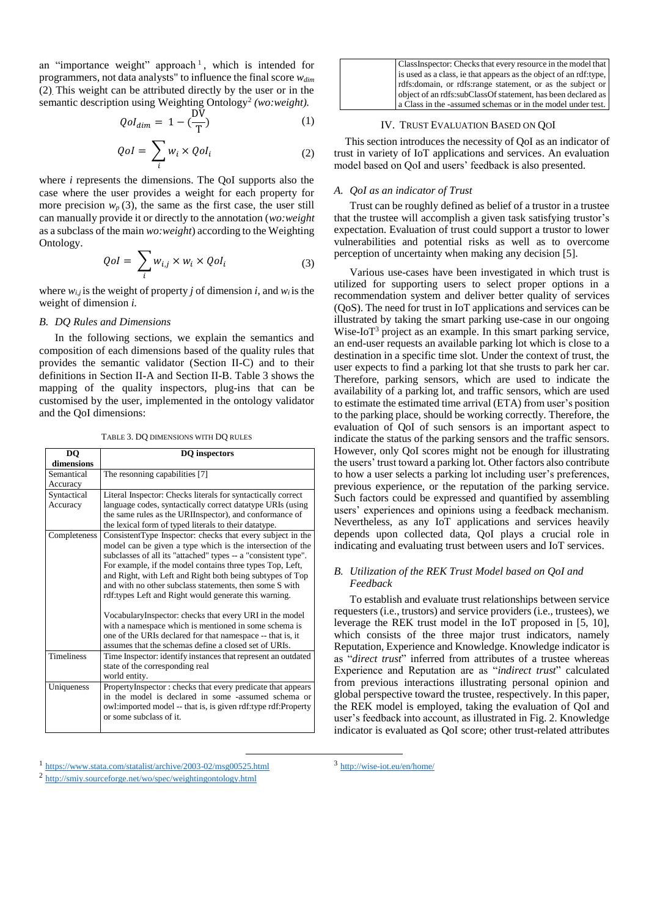an "importance weight" approach [1], which is intended for programmers, not data analysts" to influence the final score $w_{dim}$ (2). This weight can be attributed directly by the user or in the semantic description using Weighting Ontology[2] *(wo:weight).*

$$QoI_{dim} = 1 - (\frac{DV}{T}) \tag{1}$$

$$QoI = \sum_{i} w_i \times QoI_i \tag{2}$$

where *i* represents the dimensions. The QoI supports also the case where the user provides a weight for each property for more precision $w_p$ (3), the same as the first case, the user still can manually provide it or directly to the annotation (*wo:weight* as a subclass of the main *wo:weight*) according to the Weighting Ontology.

$$QoI = \sum_{i} w_{i,j} \times w_i \times QoI_i \tag{3}$$

where $w_{i,j}$ is the weight of property *j* of dimension *i*, and $w_i$ is the weight of dimension *i.*

### B. DQ Rules and Dimensions

In the following sections, we explain the semantics and composition of each dimensions based of the quality rules that provides the semantic validator (Section II-C) and to their definitions in Section II-A and Section II-B. Table 3 shows the mapping of the quality inspectors, plug-ins that can be customised by the user, implemented in the ontology validator and the QoI dimensions:

TABLE 3. DQ DIMENSIONS WITH DQ RULES

| DQ dimensions | DQ inspectors |
|---|---|
| Semantical Accuracy | The resonning capabilities [7] |
| Syntactical Accuracy | Literal Inspector: Checks literals for syntactically correct language codes, syntactically correct datatype URIs (using the same rules as the URIInspector), and conformance of the lexical form of typed literals to their datatype. |
| Completeness | ConsistentType Inspector: checks that every subject in the model can be given a type which is the intersection of the subclasses of all its "attached" types -- a "consistent type". For example, if the model contains three types Top, Left, and Right, with Left and Right both being subtypes of Top and with no other subclass statements, then some S with rdf:types Left and Right would generate this warning. <br><br> VocabularyInspector: checks that every URI in the model with a namespace which is mentioned in some schema is one of the URIs declared for that namespace -- that is, it assumes that the schemas define a closed set of URIs. |
| Timeliness | Time Inspector: identify instances that represent an outdated state of the corresponding real world entity. |
| Uniqueness | PropertyInspector : checks that every predicate that appears in the model is declared in some -assumed schema or owl:imported model -- that is, is given rdf:type rdf:Property or some subclass of it. <br><br> ClassInspector: Checks that every resource in the model that is used as a class, ie that appears as the object of an rdf:type, rdfs:domain, or rdfs:range statement, or as the subject or object of an rdfs:subClassOf statement, has been declared as a Class in the -assumed schemas or in the model under test. |

## IV. TRUST EVALUATION BASED ON QOI

This section introduces the necessity of QoI as an indicator of trust in variety of IoT applications and services. An evaluation model based on QoI and users' feedback is also presented.

### A. QoI as an indicator of Trust

Trust can be roughly defined as belief of a trustor in a trustee that the trustee will accomplish a given task satisfying trustor's expectation. Evaluation of trust could support a trustor to lower vulnerabilities and potential risks as well as to overcome perception of uncertainty when making any decision [5].

Various use-cases have been investigated in which trust is utilized for supporting users to select proper options in a recommendation system and deliver better quality of services (QoS). The need for trust in IoT applications and services can be illustrated by taking the smart parking use-case in our ongoing Wise-IoT[3] project as an example. In this smart parking service, an end-user requests an available parking lot which is close to a destination in a specific time slot. Under the context of trust, the user expects to find a parking lot that she trusts to park her car. Therefore, parking sensors, which are used to indicate the availability of a parking lot, and traffic sensors, which are used to estimate the estimated time arrival (ETA) from user's position to the parking place, should be working correctly. Therefore, the evaluation of QoI of such sensors is an important aspect to indicate the status of the parking sensors and the traffic sensors. However, only QoI scores might not be enough for illustrating the users' trust toward a parking lot. Other factors also contribute to how a user selects a parking lot including user's preferences, previous experience, or the reputation of the parking service. Such factors could be expressed and quantified by assembling users' experiences and opinions using a feedback mechanism. Nevertheless, as any IoT applications and services heavily depends upon collected data, QoI plays a crucial role in indicating and evaluating trust between users and IoT services.

### B. Utilization of the REK Trust Model based on QoI and Feedback

To establish and evaluate trust relationships between service requesters (i.e., trustors) and service providers (i.e., trustees), we leverage the REK trust model in the IoT proposed in [5, 10], which consists of the three major trust indicators, namely Reputation, Experience and Knowledge. Knowledge indicator is as "*direct trust*" inferred from attributes of a trustee whereas Experience and Reputation are as "*indirect trust*" calculated from previous interactions illustrating personal opinion and global perspective toward the trustee, respectively. In this paper, the REK model is employed, taking the evaluation of QoI and user's feedback into account, as illustrated in Fig. 2. Knowledge indicator is evaluated as QoI score; other trust-related attributes

---

[1] https://www.stata.com/statalist/archive/2003-02/msg00525.html

[2] http://smiy.sourceforge.net/wo/spec/weightingontology.html

[3] http://wise-iot.eu/en/home/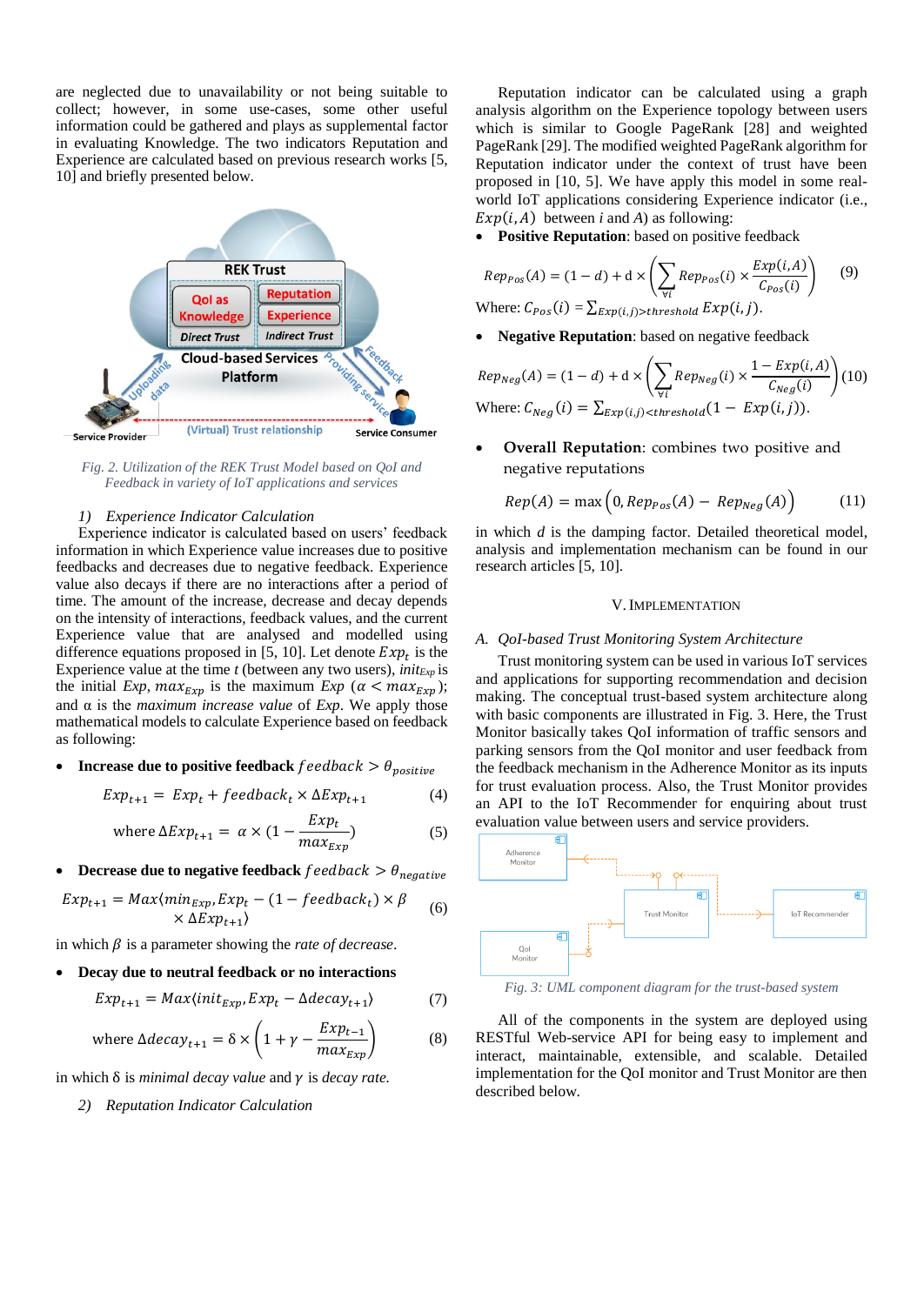are neglected due to unavailability or not being suitable to collect; however, in some use-cases, some other useful information could be gathered and plays as supplemental factor in evaluating Knowledge. The two indicators Reputation and Experience are calculated based on previous research works [5, 10] and briefly presented below.

*Fig. 2. Utilization of the REK Trust Model based on QoI and Feedback in variety of IoT applications and services*

*1) Experience Indicator Calculation*

Experience indicator is calculated based on users' feedback information in which Experience value increases due to positive feedbacks and decreases due to negative feedback. Experience value also decays if there are no interactions after a period of time. The amount of the increase, decrease and decay depends on the intensity of interactions, feedback values, and the current Experience value that are analysed and modelled using difference equations proposed in [5, 10]. Let denote $Exp_t$ is the Experience value at the time *t* (between any two users), $init_{Exp}$ is the initial *Exp*, $max_{Exp}$ is the maximum *Exp* ($\alpha < max_{Exp}$); and α is the *maximum increase value* of *Exp*. We apply those mathematical models to calculate Experience based on feedback as following:

- **Increase due to positive feedback** $feedback > \theta_{positive}$

$$Exp_{t+1} = Exp_t + feedback_t \times \Delta Exp_{t+1} \tag{4}$$

$$\text{where } \Delta Exp_{t+1} = \alpha \times (1 - \frac{Exp_t}{max_{Exp}}) \tag{5}$$

- **Decrease due to negative feedback** $feedback > \theta_{negative}$

$$Exp_{t+1} = Max\langle min_{Exp}, Exp_t - (1 - feedback_t) \times \beta \times \Delta Exp_{t+1}\rangle \tag{6}$$

in which $\beta$ is a parameter showing the *rate of decrease*.

- **Decay due to neutral feedback or no interactions**

$$Exp_{t+1} = Max\langle init_{Exp}, Exp_t - \Delta decay_{t+1}\rangle \tag{7}$$

$$\text{where } \Delta decay_{t+1} = \delta \times \left(1 + \gamma - \frac{Exp_{t-1}}{max_{Exp}}\right) \tag{8}$$

in which δ is *minimal decay value* and $\gamma$ is *decay rate.*

*2) Reputation Indicator Calculation*

Reputation indicator can be calculated using a graph analysis algorithm on the Experience topology between users which is similar to Google PageRank [28] and weighted PageRank [29]. The modified weighted PageRank algorithm for Reputation indicator under the context of trust have been proposed in [10, 5]. We have apply this model in some real-world IoT applications considering Experience indicator (i.e., $Exp(i, A)$ between *i* and *A*) as following:

- **Positive Reputation**: based on positive feedback

$$Rep_{Pos}(A) = (1 - d) + \text{d} \times \left(\sum_{\forall i} Rep_{Pos}(i) \times \frac{Exp(i, A)}{C_{Pos}(i)}\right) \tag{9}$$

Where: $C_{Pos}(i) = \sum_{Exp(i,j) > threshold} Exp(i, j)$.

- **Negative Reputation**: based on negative feedback

$$Rep_{Neg}(A) = (1 - d) + \text{d} \times \left(\sum_{\forall i} Rep_{Neg}(i) \times \frac{1 - Exp(i, A)}{C_{Neg}(i)}\right) \tag{10}$$

Where: $C_{Neg}(i) = \sum_{Exp(i,j) < threshold}(1 - Exp(i, j))$.

- **Overall Reputation**: combines two positive and negative reputations

$$Rep(A) = \max\left(0, Rep_{Pos}(A) - Rep_{Neg}(A)\right) \tag{11}$$

in which *d* is the damping factor. Detailed theoretical model, analysis and implementation mechanism can be found in our research articles [5, 10].

## V. Implementation

### A. QoI-based Trust Monitoring System Architecture

Trust monitoring system can be used in various IoT services and applications for supporting recommendation and decision making. The conceptual trust-based system architecture along with basic components are illustrated in Fig. 3. Here, the Trust Monitor basically takes QoI information of traffic sensors and parking sensors from the QoI monitor and user feedback from the feedback mechanism in the Adherence Monitor as its inputs for trust evaluation process. Also, the Trust Monitor provides an API to the IoT Recommender for enquiring about trust evaluation value between users and service providers.

*Fig. 3: UML component diagram for the trust-based system*

All of the components in the system are deployed using RESTful Web-service API for being easy to implement and interact, maintainable, extensible, and scalable. Detailed implementation for the QoI monitor and Trust Monitor are then described below.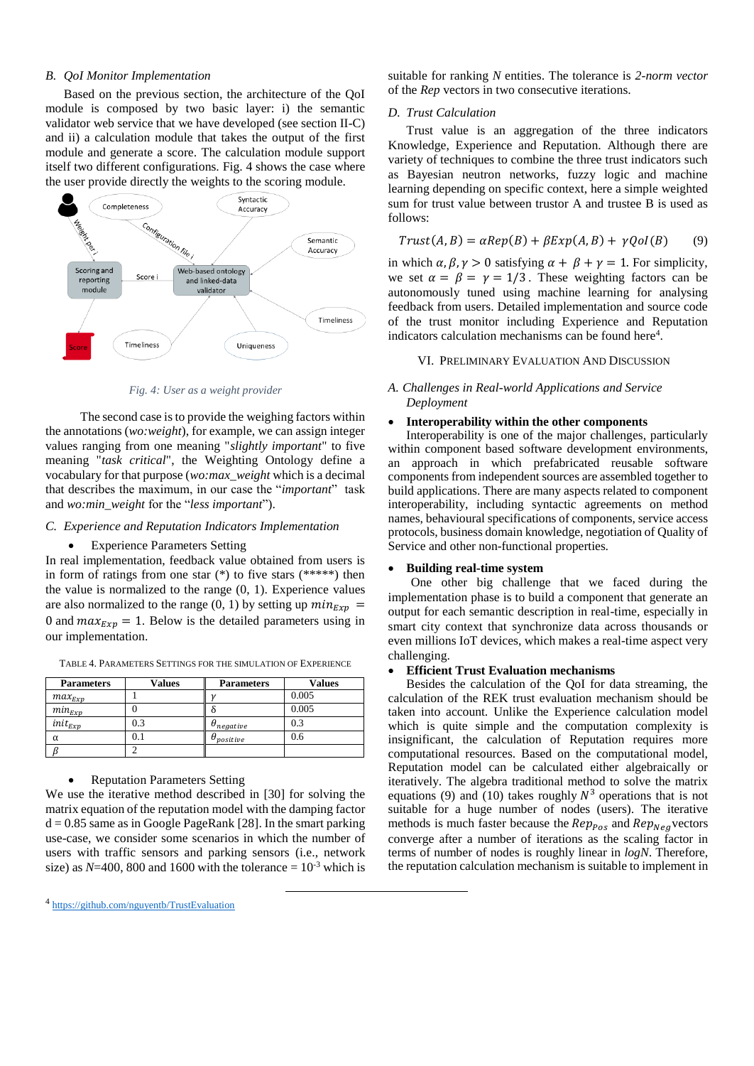### B. QoI Monitor Implementation

Based on the previous section, the architecture of the QoI module is composed by two basic layer: i) the semantic validator web service that we have developed (see section II-C) and ii) a calculation module that takes the output of the first module and generate a score. The calculation module support itself two different configurations. Fig. 4 shows the case where the user provide directly the weights to the scoring module.

*Fig. 4: User as a weight provider*

The second case is to provide the weighing factors within the annotations (*wo:weight*), for example, we can assign integer values ranging from one meaning "*slightly important*" to five meaning "*task critical*", the Weighting Ontology define a vocabulary for that purpose (*wo:max_weight* which is a decimal that describes the maximum, in our case the "*important*" task and *wo:min_weight* for the "*less important*").

### C. Experience and Reputation Indicators Implementation

- Experience Parameters Setting

In real implementation, feedback value obtained from users is in form of ratings from one star (*) to five stars (*****) then the value is normalized to the range (0, 1). Experience values are also normalized to the range (0, 1) by setting up $min_{Exp} = 0$ and $max_{Exp} = 1$. Below is the detailed parameters using in our implementation.

TABLE 4. PARAMETERS SETTINGS FOR THE SIMULATION OF EXPERIENCE

| Parameters | Values | Parameters | Values |
|---|---|---|---|
| $max_{Exp}$ | 1 | $\gamma$ | 0.005 |
| $min_{Exp}$ | 0 | $\delta$ | 0.005 |
| $init_{Exp}$ | 0.3 | $\theta_{negative}$ | 0.3 |
| $\alpha$ | 0.1 | $\theta_{positive}$ | 0.6 |
| $\beta$ | 2 | | |

- Reputation Parameters Setting

We use the iterative method described in [30] for solving the matrix equation of the reputation model with the damping factor d = 0.85 same as in Google PageRank [28]. In the smart parking use-case, we consider some scenarios in which the number of users with traffic sensors and parking sensors (i.e., network size) as *N*=400, 800 and 1600 with the tolerance = $10^{-3}$ which is suitable for ranking *N* entities. The tolerance is *2-norm vector* of the *Rep* vectors in two consecutive iterations.

### D. Trust Calculation

Trust value is an aggregation of the three indicators Knowledge, Experience and Reputation. Although there are variety of techniques to combine the three trust indicators such as Bayesian neutron networks, fuzzy logic and machine learning depending on specific context, here a simple weighted sum for trust value between trustor A and trustee B is used as follows:

$$Trust(A, B) = \alpha Rep(B) + \beta Exp(A, B) + \gamma QoI(B) \quad (9)$$

in which $\alpha, \beta, \gamma > 0$ satisfying $\alpha + \beta + \gamma = 1$. For simplicity, we set $\alpha = \beta = \gamma = 1/3$. These weighting factors can be autonomously tuned using machine learning for analysing feedback from users. Detailed implementation and source code of the trust monitor including Experience and Reputation indicators calculation mechanisms can be found here[4].

## VI. PRELIMINARY EVALUATION AND DISCUSSION

### A. Challenges in Real-world Applications and Service Deployment

- **Interoperability within the other components**

Interoperability is one of the major challenges, particularly within component based software development environments, an approach in which prefabricated reusable software components from independent sources are assembled together to build applications. There are many aspects related to component interoperability, including syntactic agreements on method names, behavioural specifications of components, service access protocols, business domain knowledge, negotiation of Quality of Service and other non-functional properties.

- **Building real-time system**

One other big challenge that we faced during the implementation phase is to build a component that generate an output for each semantic description in real-time, especially in smart city context that synchronize data across thousands or even millions IoT devices, which makes a real-time aspect very challenging.

- **Efficient Trust Evaluation mechanisms**

Besides the calculation of the QoI for data streaming, the calculation of the REK trust evaluation mechanism should be taken into account. Unlike the Experience calculation model which is quite simple and the computation complexity is insignificant, the calculation of Reputation requires more computational resources. Based on the computational model, Reputation model can be calculated either algebraically or iteratively. The algebra traditional method to solve the matrix equations (9) and (10) takes roughly $N^3$ operations that is not suitable for a huge number of nodes (users). The iterative methods is much faster because the $Rep_{Pos}$ and $Rep_{Neg}$ vectors converge after a number of iterations as the scaling factor in terms of number of nodes is roughly linear in *logN*. Therefore, the reputation calculation mechanism is suitable to implement in

[4] https://github.com/nguyentb/TrustEvaluation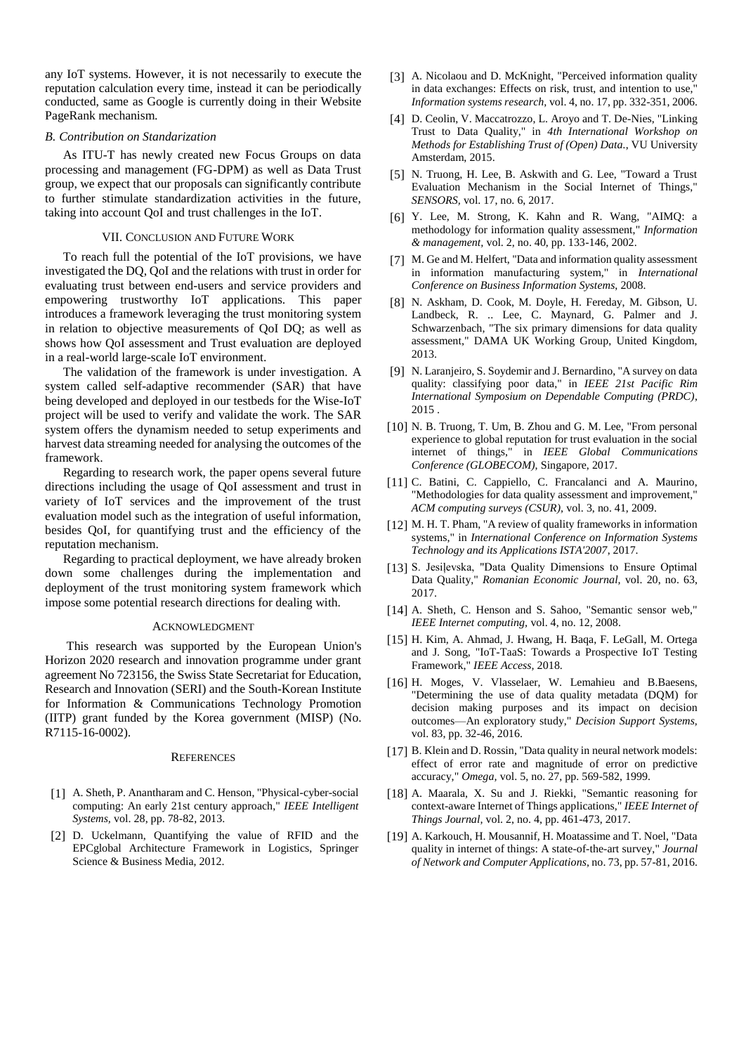any IoT systems. However, it is not necessarily to execute the reputation calculation every time, instead it can be periodically conducted, same as Google is currently doing in their Website PageRank mechanism.

### B. Contribution on Standarization

As ITU-T has newly created new Focus Groups on data processing and management (FG-DPM) as well as Data Trust group, we expect that our proposals can significantly contribute to further stimulate standardization activities in the future, taking into account QoI and trust challenges in the IoT.

## VII. Conclusion and Future Work

To reach full the potential of the IoT provisions, we have investigated the DQ, QoI and the relations with trust in order for evaluating trust between end-users and service providers and empowering trustworthy IoT applications. This paper introduces a framework leveraging the trust monitoring system in relation to objective measurements of QoI DQ; as well as shows how QoI assessment and Trust evaluation are deployed in a real-world large-scale IoT environment.

The validation of the framework is under investigation. A system called self-adaptive recommender (SAR) that have being developed and deployed in our testbeds for the Wise-IoT project will be used to verify and validate the work. The SAR system offers the dynamism needed to setup experiments and harvest data streaming needed for analysing the outcomes of the framework.

Regarding to research work, the paper opens several future directions including the usage of QoI assessment and trust in variety of IoT services and the improvement of the trust evaluation model such as the integration of useful information, besides QoI, for quantifying trust and the efficiency of the reputation mechanism.

Regarding to practical deployment, we have already broken down some challenges during the implementation and deployment of the trust monitoring system framework which impose some potential research directions for dealing with.

## Acknowledgment

This research was supported by the European Union's Horizon 2020 research and innovation programme under grant agreement No 723156, the Swiss State Secretariat for Education, Research and Innovation (SERI) and the South-Korean Institute for Information & Communications Technology Promotion (IITP) grant funded by the Korea government (MISP) (No. R7115-16-0002).

## References

[1] A. Sheth, P. Anantharam and C. Henson, "Physical-cyber-social computing: An early 21st century approach," *IEEE Intelligent Systems,* vol. 28, pp. 78-82, 2013.

[2] D. Uckelmann, Quantifying the value of RFID and the EPCglobal Architecture Framework in Logistics, Springer Science & Business Media, 2012.

[3] A. Nicolaou and D. McKnight, "Perceived information quality in data exchanges: Effects on risk, trust, and intention to use," *Information systems research,* vol. 4, no. 17, pp. 332-351, 2006.

[4] D. Ceolin, V. Maccatrozzo, L. Aroyo and T. De-Nies, "Linking Trust to Data Quality," in *4th International Workshop on Methods for Establishing Trust of (Open) Data.*, VU University Amsterdam, 2015.

[5] N. Truong, H. Lee, B. Askwith and G. Lee, "Toward a Trust Evaluation Mechanism in the Social Internet of Things," *SENSORS,* vol. 17, no. 6, 2017.

[6] Y. Lee, M. Strong, K. Kahn and R. Wang, "AIMQ: a methodology for information quality assessment," *Information & management,* vol. 2, no. 40, pp. 133-146, 2002.

[7] M. Ge and M. Helfert, "Data and information quality assessment in information manufacturing system," in *International Conference on Business Information Systems*, 2008.

[8] N. Askham, D. Cook, M. Doyle, H. Fereday, M. Gibson, U. Landbeck, R. .. Lee, C. Maynard, G. Palmer and J. Schwarzenbach, "The six primary dimensions for data quality assessment," DAMA UK Working Group, United Kingdom, 2013.

[9] N. Laranjeiro, S. Soydemir and J. Bernardino, "A survey on data quality: classifying poor data," in *IEEE 21st Pacific Rim International Symposium on Dependable Computing (PRDC)*, 2015 .

[10] N. B. Truong, T. Um, B. Zhou and G. M. Lee, "From personal experience to global reputation for trust evaluation in the social internet of things," in *IEEE Global Communications Conference (GLOBECOM)*, Singapore, 2017.

[11] C. Batini, C. Cappiello, C. Francalanci and A. Maurino, "Methodologies for data quality assessment and improvement," *ACM computing surveys (CSUR),* vol. 3, no. 41, 2009.

[12] M. H. T. Pham, "A review of quality frameworks in information systems," in *International Conference on Information Systems Technology and its Applications ISTA'2007*, 2017.

[13] S. Jesiļevska, "Data Quality Dimensions to Ensure Optimal Data Quality," *Romanian Economic Journal,* vol. 20, no. 63, 2017.

[14] A. Sheth, C. Henson and S. Sahoo, "Semantic sensor web," *IEEE Internet computing,* vol. 4, no. 12, 2008.

[15] H. Kim, A. Ahmad, J. Hwang, H. Baqa, F. LeGall, M. Ortega and J. Song, "IoT-TaaS: Towards a Prospective IoT Testing Framework," *IEEE Access,* 2018.

[16] H. Moges, V. Vlasselaer, W. Lemahieu and B.Baesens, "Determining the use of data quality metadata (DQM) for decision making purposes and its impact on decision outcomes—An exploratory study," *Decision Support Systems,* vol. 83, pp. 32-46, 2016.

[17] B. Klein and D. Rossin, "Data quality in neural network models: effect of error rate and magnitude of error on predictive accuracy," *Omega,* vol. 5, no. 27, pp. 569-582, 1999.

[18] A. Maarala, X. Su and J. Riekki, "Semantic reasoning for context-aware Internet of Things applications," *IEEE Internet of Things Journal,* vol. 2, no. 4, pp. 461-473, 2017.

[19] A. Karkouch, H. Mousannif, H. Moatassime and T. Noel, "Data quality in internet of things: A state-of-the-art survey," *Journal of Network and Computer Applications,* no. 73, pp. 57-81, 2016.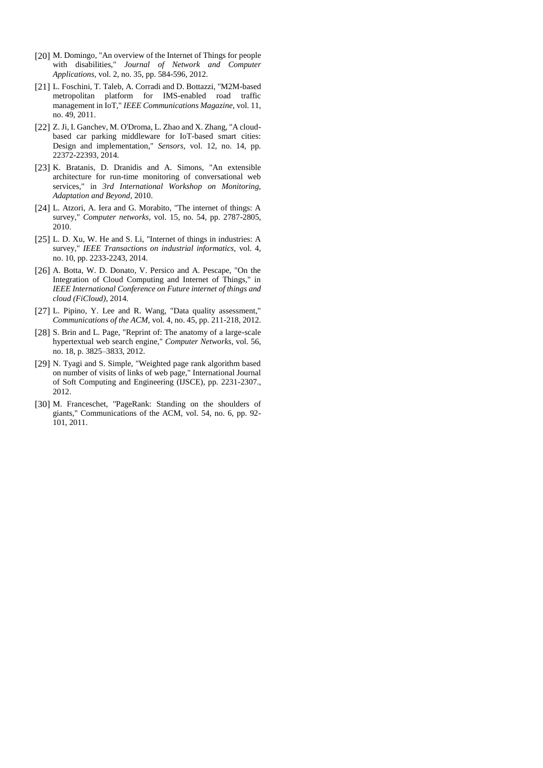[20] M. Domingo, "An overview of the Internet of Things for people with disabilities," *Journal of Network and Computer Applications,* vol. 2, no. 35, pp. 584-596, 2012.

[21] L. Foschini, T. Taleb, A. Corradi and D. Bottazzi, "M2M-based metropolitan platform for IMS-enabled road traffic management in IoT," *IEEE Communications Magazine,* vol. 11, no. 49, 2011.

[22] Z. Ji, I. Ganchev, M. O'Droma, L. Zhao and X. Zhang, "A cloud-based car parking middleware for IoT-based smart cities: Design and implementation," *Sensors,* vol. 12, no. 14, pp. 22372-22393, 2014.

[23] K. Bratanis, D. Dranidis and A. Simons, "An extensible architecture for run-time monitoring of conversational web services," in *3rd International Workshop on Monitoring, Adaptation and Beyond*, 2010.

[24] L. Atzori, A. Iera and G. Morabito, "The internet of things: A survey," *Computer networks,* vol. 15, no. 54, pp. 2787-2805, 2010.

[25] L. D. Xu, W. He and S. Li, "Internet of things in industries: A survey," *IEEE Transactions on industrial informatics,* vol. 4, no. 10, pp. 2233-2243, 2014.

[26] A. Botta, W. D. Donato, V. Persico and A. Pescape, "On the Integration of Cloud Computing and Internet of Things," in *IEEE International Conference on Future internet of things and cloud (FiCloud)*, 2014.

[27] L. Pipino, Y. Lee and R. Wang, "Data quality assessment," *Communications of the ACM,* vol. 4, no. 45, pp. 211-218, 2012.

[28] S. Brin and L. Page, "Reprint of: The anatomy of a large-scale hypertextual web search engine," *Computer Networks,* vol. 56, no. 18, p. 3825–3833, 2012.

[29] N. Tyagi and S. Simple, "Weighted page rank algorithm based on number of visits of links of web page," International Journal of Soft Computing and Engineering (IJSCE), pp. 2231-2307., 2012.

[30] M. Franceschet, "PageRank: Standing on the shoulders of giants," Communications of the ACM, vol. 54, no. 6, pp. 92-101, 2011.